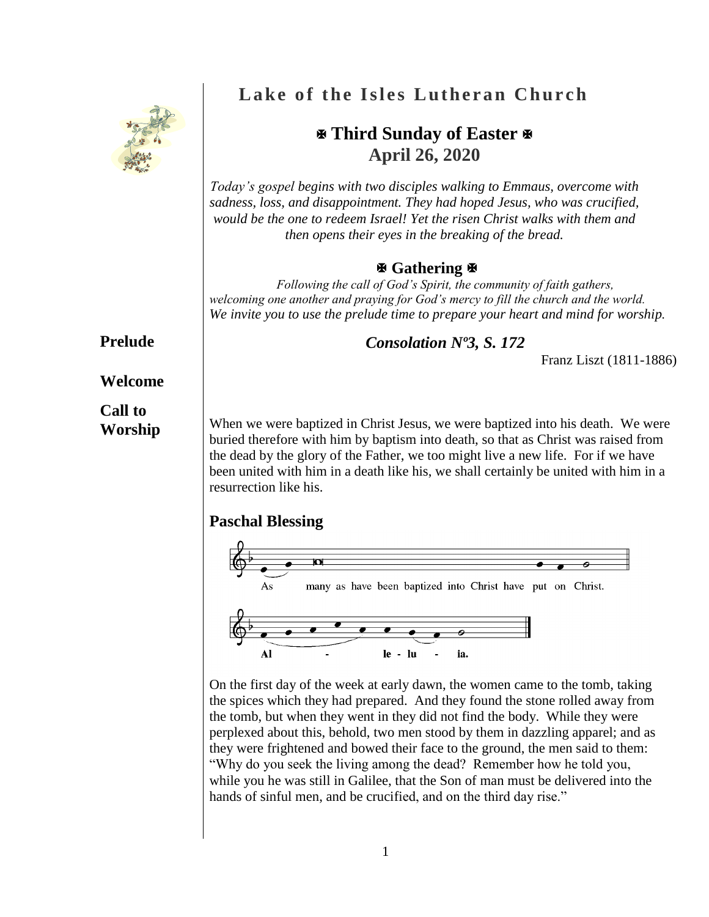# Lake of the Isles Lutheran Church

## ✠ Third Sunday of Easter ✠
## April 26, 2020

*Today's gospel begins with two disciples walking to Emmaus, overcome with sadness, loss, and disappointment. They had hoped Jesus, who was crucified, would be the one to redeem Israel! Yet the risen Christ walks with them and then opens their eyes in the breaking of the bread.*

### ✠ Gathering ✠

*Following the call of God's Spirit, the community of faith gathers, welcoming one another and praying for God's mercy to fill the church and the world. We invite you to use the prelude time to prepare your heart and mind for worship.*

**Prelude** — ***Consolation Nº3, S. 172***

Franz Liszt (1811-1886)

**Welcome**

**Call to Worship**

When we were baptized in Christ Jesus, we were baptized into his death. We were buried therefore with him by baptism into death, so that as Christ was raised from the dead by the glory of the Father, we too might live a new life. For if we have been united with him in a death like his, we shall certainly be united with him in a resurrection like his.

### Paschal Blessing

As many as have been baptized into Christ have put on Christ.

Al - le - lu - ia.

On the first day of the week at early dawn, the women came to the tomb, taking the spices which they had prepared. And they found the stone rolled away from the tomb, but when they went in they did not find the body. While they were perplexed about this, behold, two men stood by them in dazzling apparel; and as they were frightened and bowed their face to the ground, the men said to them: "Why do you seek the living among the dead? Remember how he told you, while you he was still in Galilee, that the Son of man must be delivered into the hands of sinful men, and be crucified, and on the third day rise."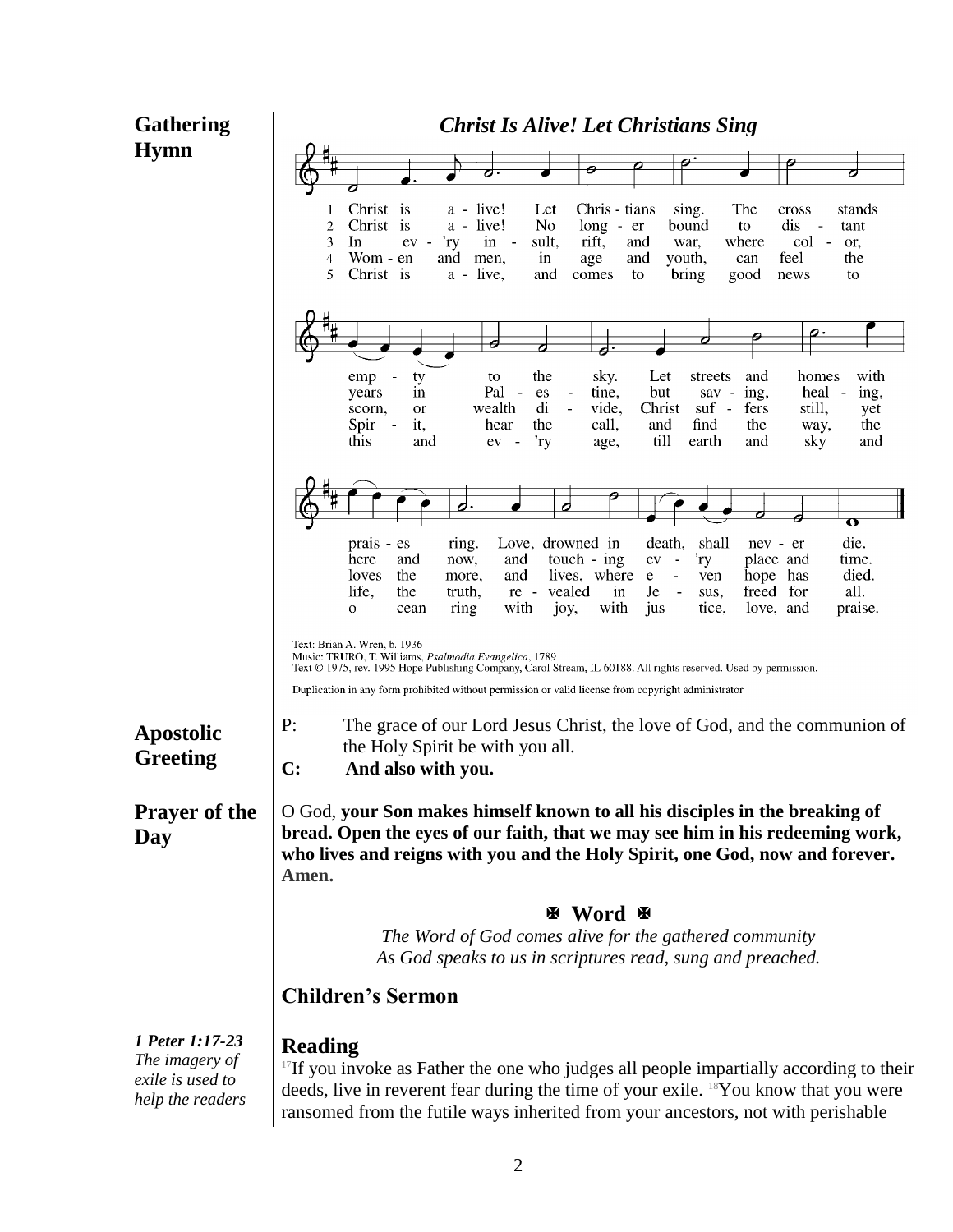**Gathering Hymn**

***Christ Is Alive! Let Christians Sing***

1 Christ is a - live! Let Chris - tians sing. The cross stands emp - ty to the sky. Let streets and homes with prais - es ring. Love, drowned in death, shall nev - er die.

2 Christ is a - live! No long - er bound to dis - tant years in Pal - es - tine, but sav - ing, heal - ing, here and now, and touch - ing ev - 'ry place and time.

3 In ev - 'ry in - sult, rift, and war, where col - or, scorn, or wealth di - vide, Christ suf - fers still, yet loves the more, and lives, where e - ven hope has died.

4 Wom - en and men, in age and youth, can feel the Spir - it, hear the call, and find the way, the life, the truth, re - vealed in Je - sus, freed for all.

5 Christ is a - live, and comes to bring good news to this and ev - 'ry age, till earth and sky and o - cean ring with joy, with jus - tice, love, and praise.

Text: Brian A. Wren, b. 1936
Music: TRURO, T. Williams, *Psalmodia Evangelica*, 1789
Text © 1975, rev. 1995 Hope Publishing Company, Carol Stream, IL 60188. All rights reserved. Used by permission.

Duplication in any form prohibited without permission or valid license from copyright administrator.

**Apostolic Greeting**

P: The grace of our Lord Jesus Christ, the love of God, and the communion of the Holy Spirit be with you all.
**C: And also with you.**

**Prayer of the Day**

O God, **your Son makes himself known to all his disciples in the breaking of bread. Open the eyes of our faith, that we may see him in his redeeming work, who lives and reigns with you and the Holy Spirit, one God, now and forever. Amen.**

## ✠ Word ✠

*The Word of God comes alive for the gathered community*
*As God speaks to us in scriptures read, sung and preached.*

### Children's Sermon

***1 Peter 1:17-23***
*The imagery of exile is used to help the readers*

### Reading

[17]If you invoke as Father the one who judges all people impartially according to their deeds, live in reverent fear during the time of your exile. [18]You know that you were ransomed from the futile ways inherited from your ancestors, not with perishable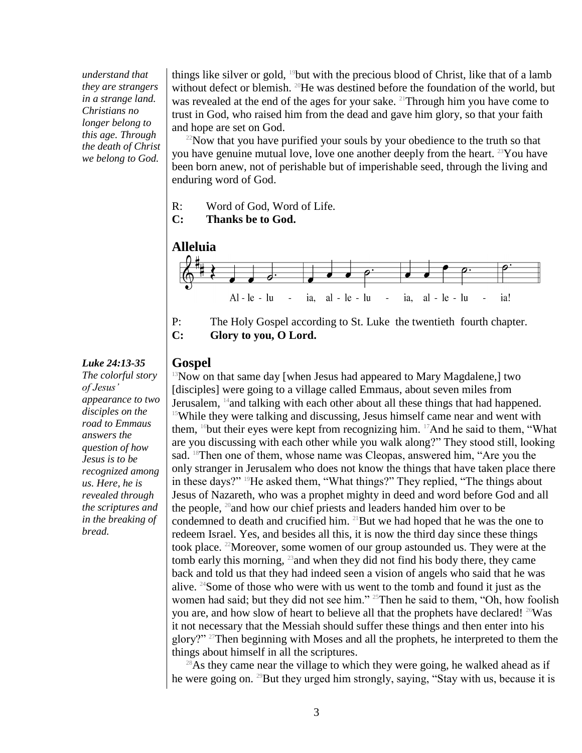*understand that they are strangers in a strange land. Christians no longer belong to this age. Through the death of Christ we belong to God.*

things like silver or gold, [19]but with the precious blood of Christ, like that of a lamb without defect or blemish. [20]He was destined before the foundation of the world, but was revealed at the end of the ages for your sake. [21]Through him you have come to trust in God, who raised him from the dead and gave him glory, so that your faith and hope are set on God.

[22]Now that you have purified your souls by your obedience to the truth so that you have genuine mutual love, love one another deeply from the heart. [23]You have been born anew, not of perishable but of imperishable seed, through the living and enduring word of God.

R: Word of God, Word of Life.
**C: Thanks be to God.**

## Alleluia

Al - le - lu - ia, al - le - lu - ia, al - le - lu - ia!

P: The Holy Gospel according to St. Luke the twentieth fourth chapter.
**C: Glory to you, O Lord.**

***Luke 24:13-35***
*The colorful story of Jesus' appearance to two disciples on the road to Emmaus answers the question of how Jesus is to be recognized among us. Here, he is revealed through the scriptures and in the breaking of bread.*

## Gospel

[13]Now on that same day [when Jesus had appeared to Mary Magdalene,] two [disciples] were going to a village called Emmaus, about seven miles from Jerusalem, [14]and talking with each other about all these things that had happened. [15]While they were talking and discussing, Jesus himself came near and went with them, [16]but their eyes were kept from recognizing him. [17]And he said to them, "What are you discussing with each other while you walk along?" They stood still, looking sad. [18]Then one of them, whose name was Cleopas, answered him, "Are you the only stranger in Jerusalem who does not know the things that have taken place there in these days?" [19]He asked them, "What things?" They replied, "The things about Jesus of Nazareth, who was a prophet mighty in deed and word before God and all the people, [20]and how our chief priests and leaders handed him over to be condemned to death and crucified him. [21]But we had hoped that he was the one to redeem Israel. Yes, and besides all this, it is now the third day since these things took place. [22]Moreover, some women of our group astounded us. They were at the tomb early this morning, [23]and when they did not find his body there, they came back and told us that they had indeed seen a vision of angels who said that he was alive. [24]Some of those who were with us went to the tomb and found it just as the women had said; but they did not see him." [25]Then he said to them, "Oh, how foolish you are, and how slow of heart to believe all that the prophets have declared! [26]Was it not necessary that the Messiah should suffer these things and then enter into his glory?" [27]Then beginning with Moses and all the prophets, he interpreted to them the things about himself in all the scriptures.

[28]As they came near the village to which they were going, he walked ahead as if he were going on. [29]But they urged him strongly, saying, "Stay with us, because it is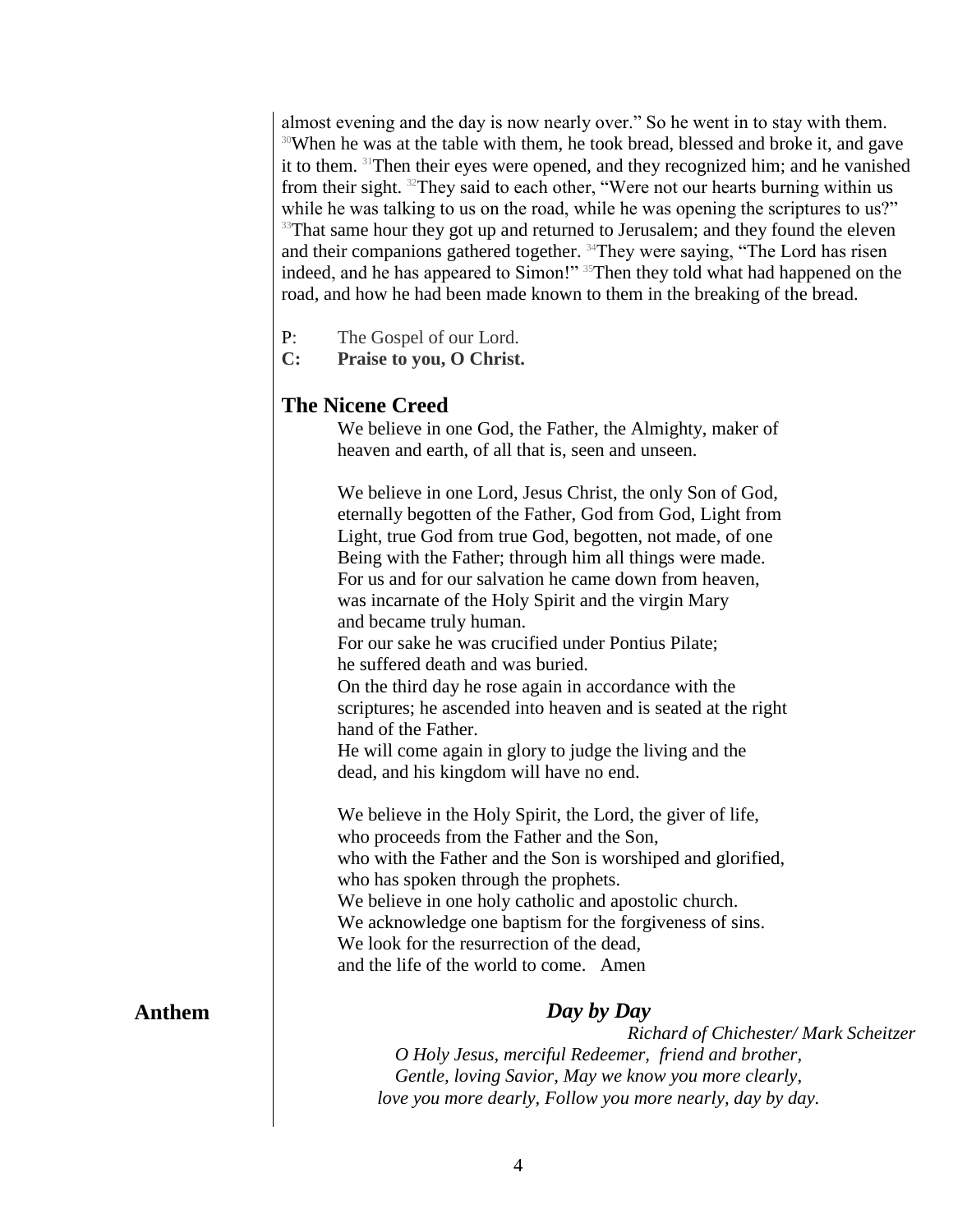almost evening and the day is now nearly over." So he went in to stay with them. [30]When he was at the table with them, he took bread, blessed and broke it, and gave it to them. [31]Then their eyes were opened, and they recognized him; and he vanished from their sight. [32]They said to each other, "Were not our hearts burning within us while he was talking to us on the road, while he was opening the scriptures to us?" [33]That same hour they got up and returned to Jerusalem; and they found the eleven and their companions gathered together. [34]They were saying, "The Lord has risen indeed, and he has appeared to Simon!" [35]Then they told what had happened on the road, and how he had been made known to them in the breaking of the bread.

P: The Gospel of our Lord.
**C: Praise to you, O Christ.**

## The Nicene Creed

We believe in one God, the Father, the Almighty, maker of heaven and earth, of all that is, seen and unseen.

We believe in one Lord, Jesus Christ, the only Son of God, eternally begotten of the Father, God from God, Light from Light, true God from true God, begotten, not made, of one Being with the Father; through him all things were made.
For us and for our salvation he came down from heaven, was incarnate of the Holy Spirit and the virgin Mary and became truly human.
For our sake he was crucified under Pontius Pilate; he suffered death and was buried.
On the third day he rose again in accordance with the scriptures; he ascended into heaven and is seated at the right hand of the Father.
He will come again in glory to judge the living and the dead, and his kingdom will have no end.

We believe in the Holy Spirit, the Lord, the giver of life,
who proceeds from the Father and the Son,
who with the Father and the Son is worshiped and glorified,
who has spoken through the prophets.
We believe in one holy catholic and apostolic church.
We acknowledge one baptism for the forgiveness of sins.
We look for the resurrection of the dead,
and the life of the world to come. Amen

## Anthem

***Day by Day***

*Richard of Chichester/ Mark Scheitzer*

*O Holy Jesus, merciful Redeemer, friend and brother,*
*Gentle, loving Savior, May we know you more clearly,*
*love you more dearly, Follow you more nearly, day by day.*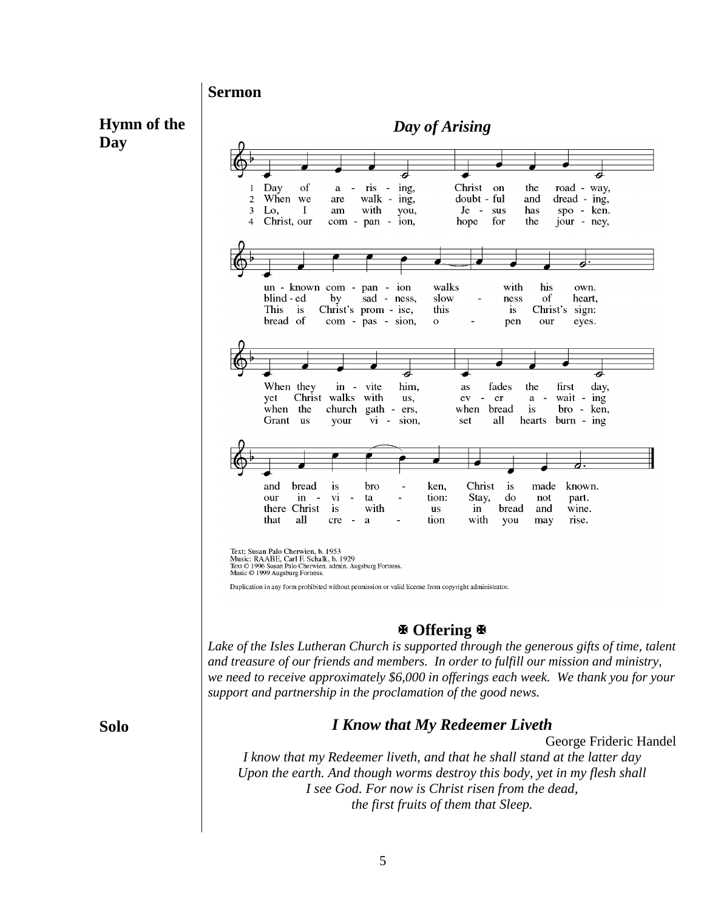**Sermon**

**Hymn of the Day**

***Day of Arising***

1 Day of a - ris - ing, Christ on the road - way, un - known com - pan - ion walks with his own. When they in - vite him, as fades the first day, and bread is bro - ken, Christ is made known.

2 When we are walk - ing, doubt - ful and dread - ing, blind - ed by sad - ness, slow - ness of heart, yet Christ walks with us, ev - er a - wait - ing our in - vi - ta - tion: Stay, do not part.

3 Lo, I am with you, Je - sus has spo - ken. This is Christ's prom - ise, this is Christ's sign: when the church gath - ers, when bread is bro - ken, there Christ is with us in bread and wine.

4 Christ, our com - pan - ion, hope for the jour - ney, bread of com - pas - sion, o - pen our eyes. Grant us your vi - sion, set all hearts burn - ing that all cre - a - tion with you may rise.

Text: Susan Palo Cherwien, b. 1953
Music: RAABE, Carl F. Schalk, b. 1929
Text © 1996 Susan Palo Cherwien, admin. Augsburg Fortress.
Music © 1999 Augsburg Fortress.

Duplication in any form prohibited without permission or valid license from copyright administrator.

**✠ Offering ✠**

*Lake of the Isles Lutheran Church is supported through the generous gifts of time, talent and treasure of our friends and members. In order to fulfill our mission and ministry, we need to receive approximately $6,000 in offerings each week. We thank you for your support and partnership in the proclamation of the good news.*

**Solo**

***I Know that My Redeemer Liveth***

George Frideric Handel

*I know that my Redeemer liveth, and that he shall stand at the latter day*
*Upon the earth. And though worms destroy this body, yet in my flesh shall*
*I see God. For now is Christ risen from the dead,*
*the first fruits of them that Sleep.*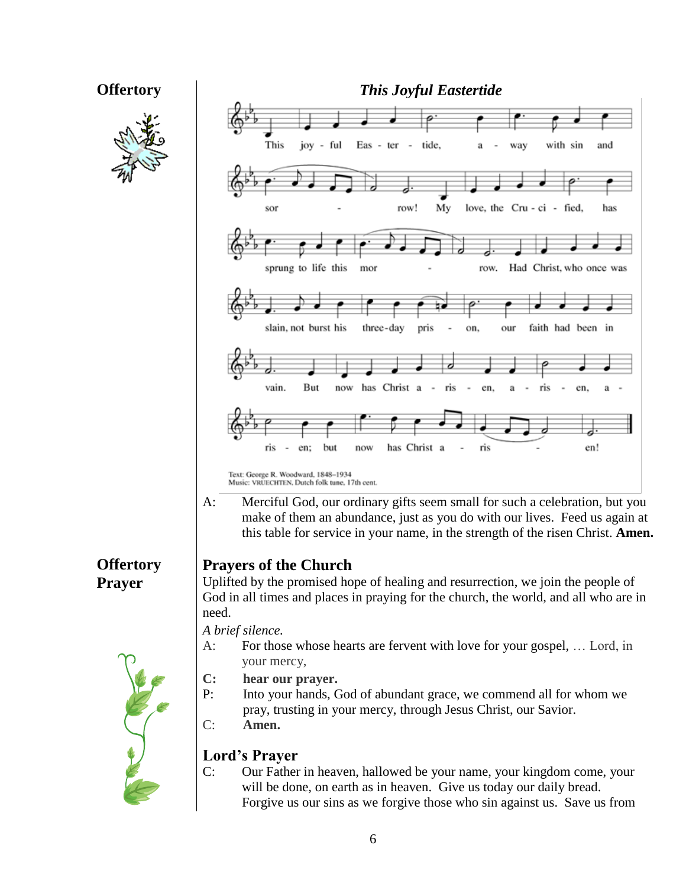## Offertory

### *This Joyful Eastertide*

This joyful Eastertide, away with sin and sorrow! My love, the Crucified, has sprung to life this morrow. Had Christ, who once was slain, not burst his three-day prison, our faith had been in vain. But now has Christ arisen, arisen, arisen; but now has Christ arisen!

Text: George R. Woodward, 1848–1934
Music: VRUECHTEN, Dutch folk tune, 17th cent.

A: Merciful God, our ordinary gifts seem small for such a celebration, but you make of them an abundance, just as you do with our lives. Feed us again at this table for service in your name, in the strength of the risen Christ. **Amen.**

## Offertory Prayer

## Prayers of the Church

Uplifted by the promised hope of healing and resurrection, we join the people of God in all times and places in praying for the church, the world, and all who are in need.

*A brief silence.*

A: For those whose hearts are fervent with love for your gospel, … Lord, in your mercy,

**C: hear our prayer.**

P: Into your hands, God of abundant grace, we commend all for whom we pray, trusting in your mercy, through Jesus Christ, our Savior.

C: **Amen.**

## Lord's Prayer

C: Our Father in heaven, hallowed be your name, your kingdom come, your will be done, on earth as in heaven. Give us today our daily bread. Forgive us our sins as we forgive those who sin against us. Save us from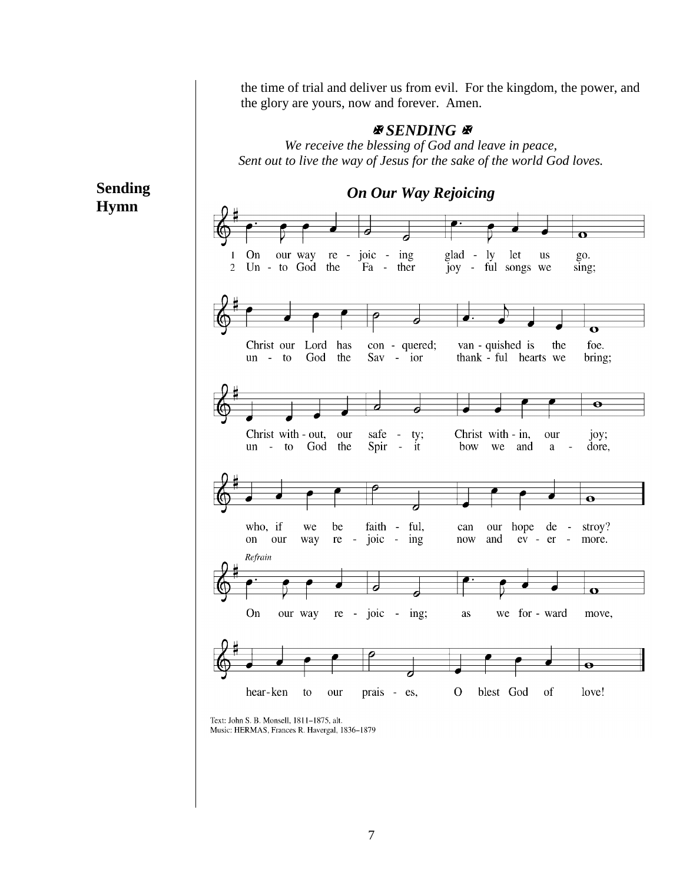the time of trial and deliver us from evil. For the kingdom, the power, and the glory are yours, now and forever. Amen.

## ✠ *SENDING* ✠

*We receive the blessing of God and leave in peace,*
*Sent out to live the way of Jesus for the sake of the world God loves.*

**Sending Hymn**

### *On Our Way Rejoicing*

1 On our way re - joic - ing glad - ly let us go.
2 Un - to God the Fa - ther joy - ful songs we sing;

Christ our Lord has con - quered; van - quished is the foe.
un - to God the Sav - ior thank - ful hearts we bring;

Christ with - out, our safe - ty; Christ with - in, our joy;
un - to God the Spir - it bow we and a - dore,

who, if we be faith - ful, can our hope de - stroy?
on our way re - joic - ing now and ev - er - more.

*Refrain*

On our way re - joic - ing; as we for - ward move,

hear - ken to our prais - es, O blest God of love!

Text: John S. B. Monsell, 1811–1875, alt.
Music: HERMAS, Frances R. Havergal, 1836–1879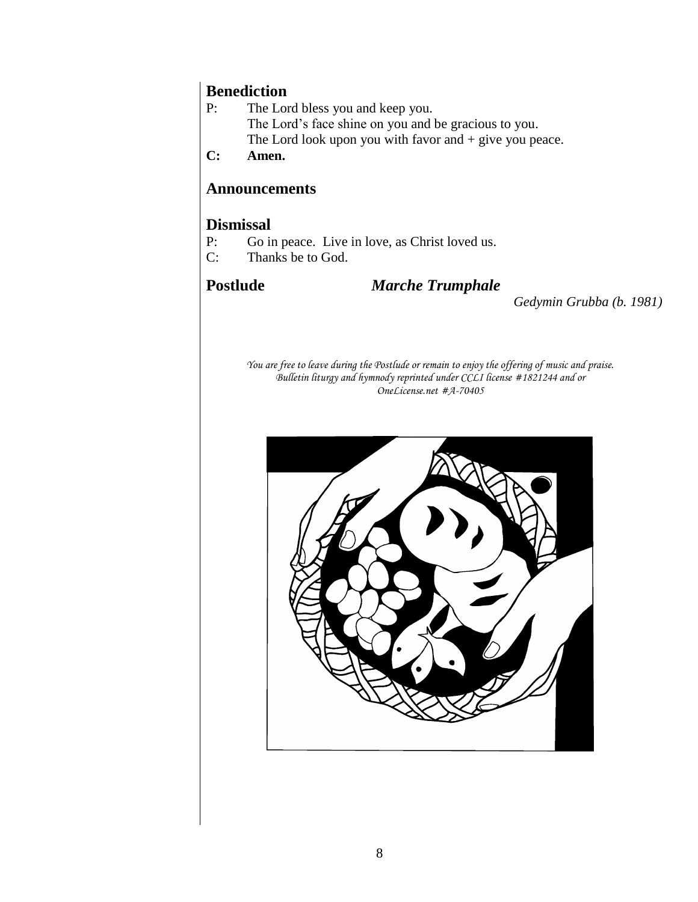## Benediction

P: The Lord bless you and keep you.
The Lord's face shine on you and be gracious to you.
The Lord look upon you with favor and + give you peace.

**C: Amen.**

## Announcements

## Dismissal

P: Go in peace. Live in love, as Christ loved us.

C: Thanks be to God.

## Postlude *Marche Trumphale*

*Gedymin Grubba (b. 1981)*

*You are free to leave during the Postlude or remain to enjoy the offering of music and praise.*
*Bulletin liturgy and hymnody reprinted under CCLI license #1821244 and or OneLicense.net #A-70405*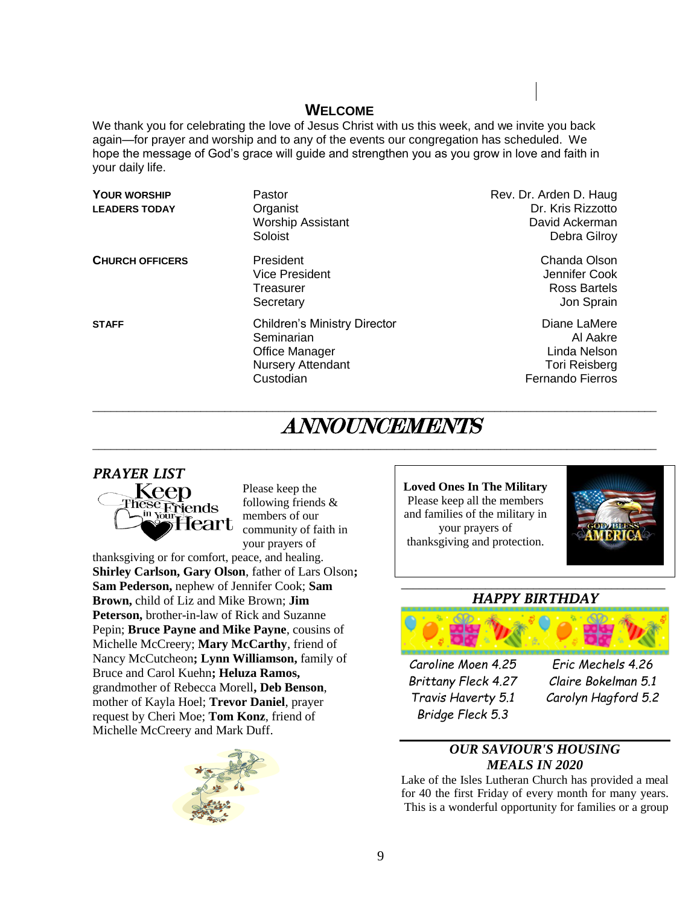## WELCOME

We thank you for celebrating the love of Jesus Christ with us this week, and we invite you back again—for prayer and worship and to any of the events our congregation has scheduled. We hope the message of God's grace will guide and strengthen you as you grow in love and faith in your daily life.

| | | |
|---|---|---|
| **YOUR WORSHIP LEADERS TODAY** | Pastor | Rev. Dr. Arden D. Haug |
| | Organist | Dr. Kris Rizzotto |
| | Worship Assistant | David Ackerman |
| | Soloist | Debra Gilroy |
| **CHURCH OFFICERS** | President | Chanda Olson |
| | Vice Presiden | Jennifer Cook |
| | Treasurer | Ross Bartels |
| | Secretary | Jon Sprain |
| **STAFF** | Children's Ministry Director | Diane LaMere |
| | Seminarian | Al Aakre |
| | Office Manager | Linda Nelson |
| | Nursery Attendant | Tori Reisberg |
| | Custodian | Fernando Fierros |

# *ANNOUNCEMENTS*

### *PRAYER LIST*

Please keep the following friends & members of our community of faith in your prayers of thanksgiving or for comfort, peace, and healing. **Shirley Carlson, Gary Olson**, father of Lars Olson**; Sam Pederson,** nephew of Jennifer Cook; **Sam Brown,** child of Liz and Mike Brown; **Jim Peterson,** brother-in-law of Rick and Suzanne Pepin; **Bruce Payne and Mike Payne**, cousins of Michelle McCreery; **Mary McCarthy**, friend of Nancy McCutcheon**; Lynn Williamson,** family of Bruce and Carol Kuehn**; Heluza Ramos,** grandmother of Rebecca Morell**, Deb Benson**, mother of Kayla Hoel; **Trevor Daniel**, prayer request by Cheri Moe; **Tom Konz**, friend of Michelle McCreery and Mark Duff.

**Loved Ones In The Military**
Please keep all the members and families of the military in your prayers of thanksgiving and protection.

### *HAPPY BIRTHDAY*

Caroline Moen 4.25
Eric Mechels 4.26
Brittany Fleck 4.27
Claire Bokelman 5.1
Travis Haverty 5.1
Carolyn Hagford 5.2
Bridge Fleck 5.3

### *OUR SAVIOUR'S HOUSING MEALS IN 2020*

Lake of the Isles Lutheran Church has provided a meal for 40 the first Friday of every month for many years. This is a wonderful opportunity for families or a group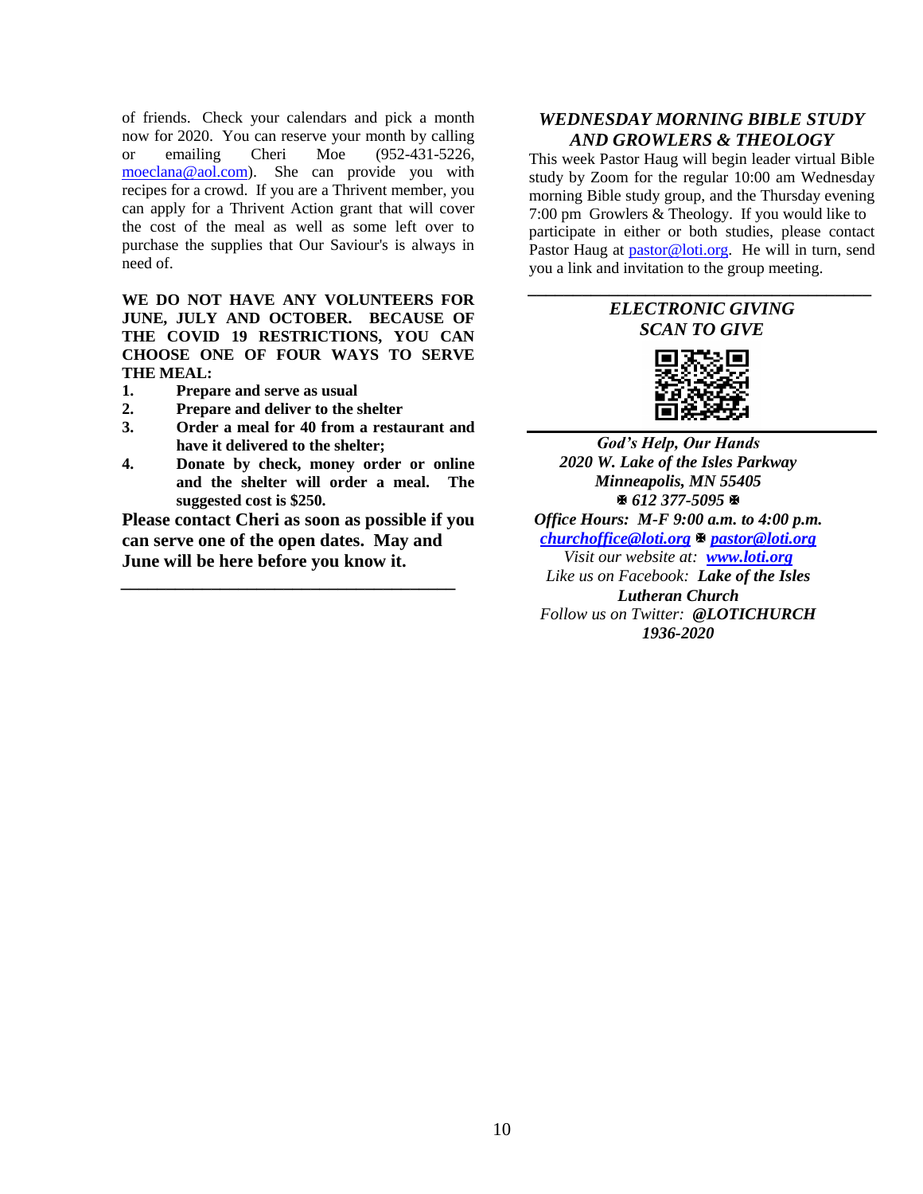of friends. Check your calendars and pick a month now for 2020. You can reserve your month by calling or emailing Cheri Moe (952-431-5226, moeclana@aol.com). She can provide you with recipes for a crowd. If you are a Thrivent member, you can apply for a Thrivent Action grant that will cover the cost of the meal as well as some left over to purchase the supplies that Our Saviour's is always in need of.

**WE DO NOT HAVE ANY VOLUNTEERS FOR JUNE, JULY AND OCTOBER. BECAUSE OF THE COVID 19 RESTRICTIONS, YOU CAN CHOOSE ONE OF FOUR WAYS TO SERVE THE MEAL:**

1. **Prepare and serve as usual**
2. **Prepare and deliver to the shelter**
3. **Order a meal for 40 from a restaurant and have it delivered to the shelter;**
4. **Donate by check, money order or online and the shelter will order a meal. The suggested cost is $250.**

**Please contact Cheri as soon as possible if you can serve one of the open dates. May and June will be here before you know it.**

---

### *WEDNESDAY MORNING BIBLE STUDY AND GROWLERS & THEOLOGY*

This week Pastor Haug will begin leader virtual Bible study by Zoom for the regular 10:00 am Wednesday morning Bible study group, and the Thursday evening 7:00 pm Growlers & Theology. If you would like to participate in either or both studies, please contact Pastor Haug at pastor@loti.org. He will in turn, send you a link and invitation to the group meeting.

---

### *ELECTRONIC GIVING*
### *SCAN TO GIVE*

---

***God's Help, Our Hands***
***2020 W. Lake of the Isles Parkway***
***Minneapolis, MN 55405***
***✠ 612 377-5095 ✠***
***Office Hours: M-F 9:00 a.m. to 4:00 p.m.***
***churchoffice@loti.org ✠ pastor@loti.org***
*Visit our website at:* ***www.loti.org***
*Like us on Facebook:* ***Lake of the Isles Lutheran Church***
*Follow us on Twitter:* ***@LOTICHURCH***
***1936-2020***